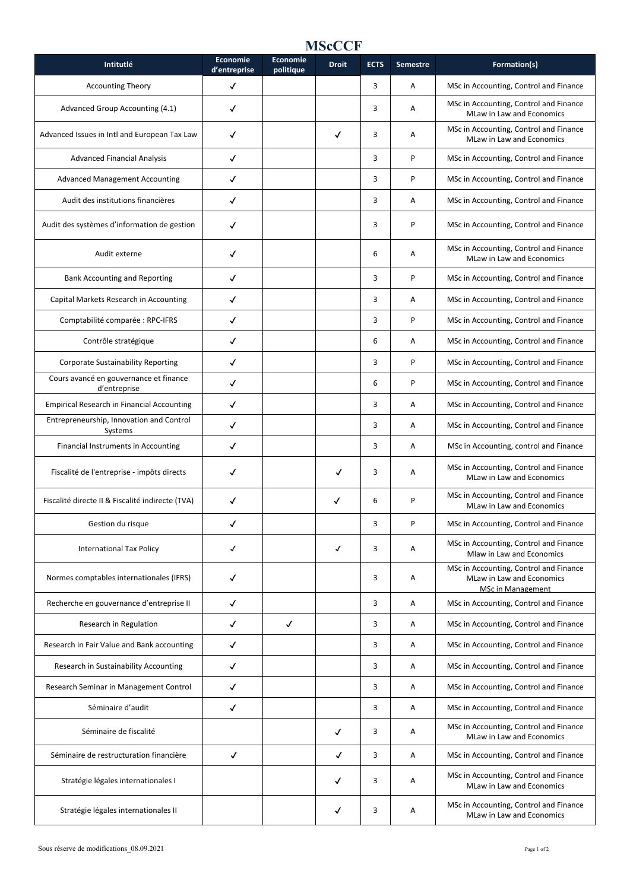# MScCCF

| Intitulé | Economie d'entreprise | Economie politique | Droit | ECTS | Semestre | Formation(s) |
|---|---|---|---|---|---|---|
| Accounting Theory | ✓ | | | 3 | A | MSc in Accounting, Control and Finance |
| Advanced Group Accounting (4.1) | ✓ | | | 3 | A | MSc in Accounting, Control and Finance<br>MLaw in Law and Economics |
| Advanced Issues in Intl and European Tax Law | ✓ | | ✓ | 3 | A | MSc in Accounting, Control and Finance<br>MLaw in Law and Economics |
| Advanced Financial Analysis | ✓ | | | 3 | P | MSc in Accounting, Control and Finance |
| Advanced Management Accounting | ✓ | | | 3 | P | MSc in Accounting, Control and Finance |
| Audit des institutions financières | ✓ | | | 3 | A | MSc in Accounting, Control and Finance |
| Audit des systèmes d'information de gestion | ✓ | | | 3 | P | MSc in Accounting, Control and Finance |
| Audit externe | ✓ | | | 6 | A | MSc in Accounting, Control and Finance<br>MLaw in Law and Economics |
| Bank Accounting and Reporting | ✓ | | | 3 | P | MSc in Accounting, Control and Finance |
| Capital Markets Research in Accounting | ✓ | | | 3 | A | MSc in Accounting, Control and Finance |
| Comptabilité comparée : RPC-IFRS | ✓ | | | 3 | P | MSc in Accounting, Control and Finance |
| Contrôle stratégique | ✓ | | | 6 | A | MSc in Accounting, Control and Finance |
| Corporate Sustainability Reporting | ✓ | | | 3 | P | MSc in Accounting, Control and Finance |
| Cours avancé en gouvernance et finance d'entreprise | ✓ | | | 6 | P | MSc in Accounting, Control and Finance |
| Empirical Research in Financial Accounting | ✓ | | | 3 | A | MSc in Accounting, Control and Finance |
| Entrepreneurship, Innovation and Control Systems | ✓ | | | 3 | A | MSc in Accounting, Control and Finance |
| Financial Instruments in Accounting | ✓ | | | 3 | A | MSc in Accounting, control and Finance |
| Fiscalité de l'entreprise - impôts directs | ✓ | | ✓ | 3 | A | MSc in Accounting, Control and Finance<br>MLaw in Law and Economics |
| Fiscalité directe II & Fiscalité indirecte (TVA) | ✓ | | ✓ | 6 | P | MSc in Accounting, Control and Finance<br>MLaw in Law and Economics |
| Gestion du risque | ✓ | | | 3 | P | MSc in Accounting, Control and Finance |
| International Tax Policy | ✓ | | ✓ | 3 | A | MSc in Accounting, Control and Finance<br>Mlaw in Law and Economics |
| Normes comptables internationales (IFRS) | ✓ | | | 3 | A | MSc in Accounting, Control and Finance<br>MLaw in Law and Economics<br>MSc in Management |
| Recherche en gouvernance d'entreprise II | ✓ | | | 3 | A | MSc in Accounting, Control and Finance |
| Research in Regulation | ✓ | ✓ | | 3 | A | MSc in Accounting, Control and Finance |
| Research in Fair Value and Bank accounting | ✓ | | | 3 | A | MSc in Accounting, Control and Finance |
| Research in Sustainability Accounting | ✓ | | | 3 | A | MSc in Accounting, Control and Finance |
| Research Seminar in Management Control | ✓ | | | 3 | A | MSc in Accounting, Control and Finance |
| Séminaire d'audit | ✓ | | | 3 | A | MSc in Accounting, Control and Finance |
| Séminaire de fiscalité | | | ✓ | 3 | A | MSc in Accounting, Control and Finance<br>MLaw in Law and Economics |
| Séminaire de restructuration financière | ✓ | | ✓ | 3 | A | MSc in Accounting, Control and Finance |
| Stratégie légales internationales I | | | ✓ | 3 | A | MSc in Accounting, Control and Finance<br>MLaw in Law and Economics |
| Stratégie légales internationales II | | | ✓ | 3 | A | MSc in Accounting, Control and Finance<br>MLaw in Law and Economics |

Sous réserve de modifications_08.09.2021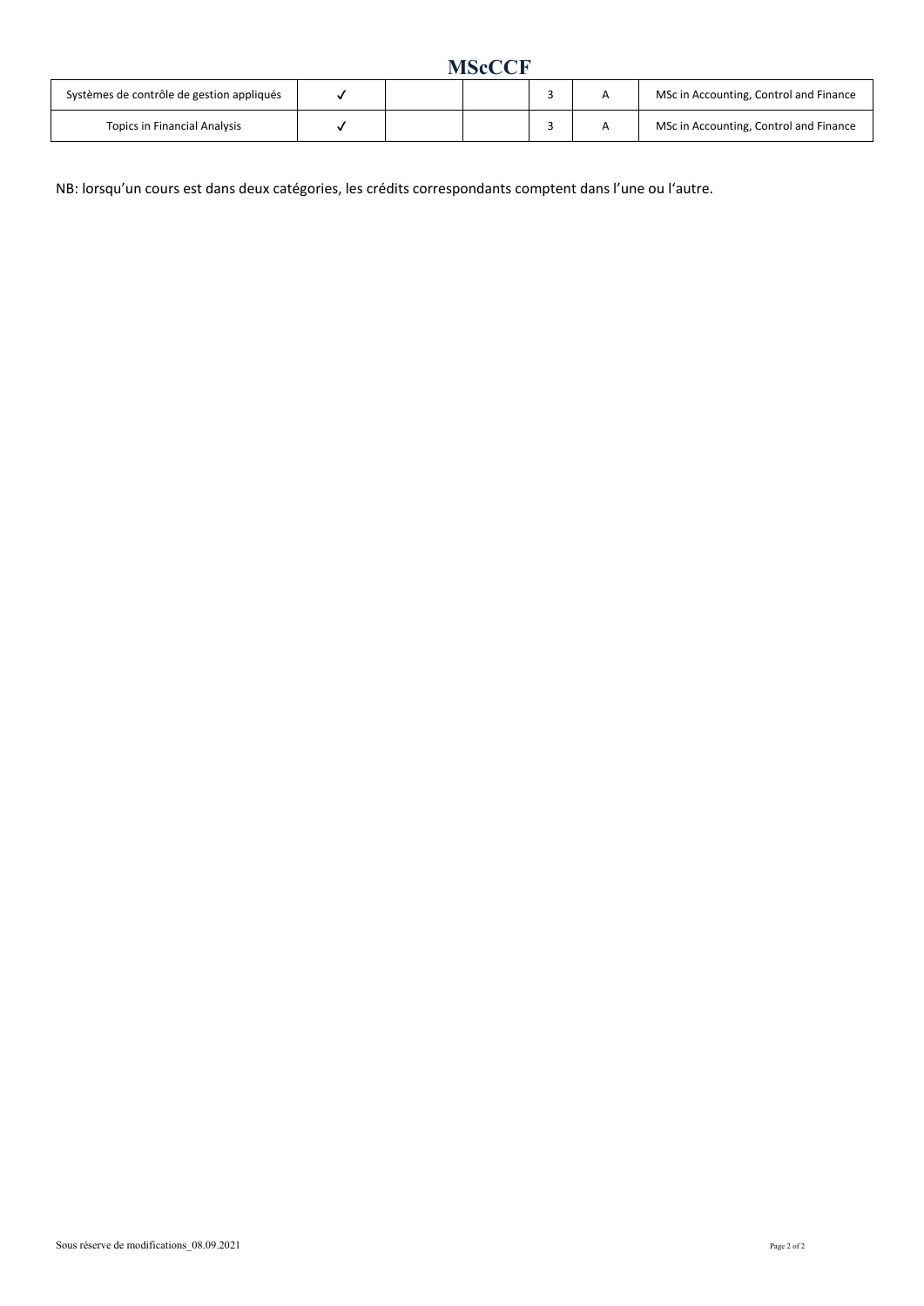## MScCCF

| | | | | | | |
|---|---|---|---|---|---|---|
| Systèmes de contrôle de gestion appliqués | ✓ | | | 3 | A | MSc in Accounting, Control and Finance |
| Topics in Financial Analysis | ✓ | | | 3 | A | MSc in Accounting, Control and Finance |

NB: lorsqu'un cours est dans deux catégories, les crédits correspondants comptent dans l'une ou l'autre.

Sous réserve de modifications_08.09.2021